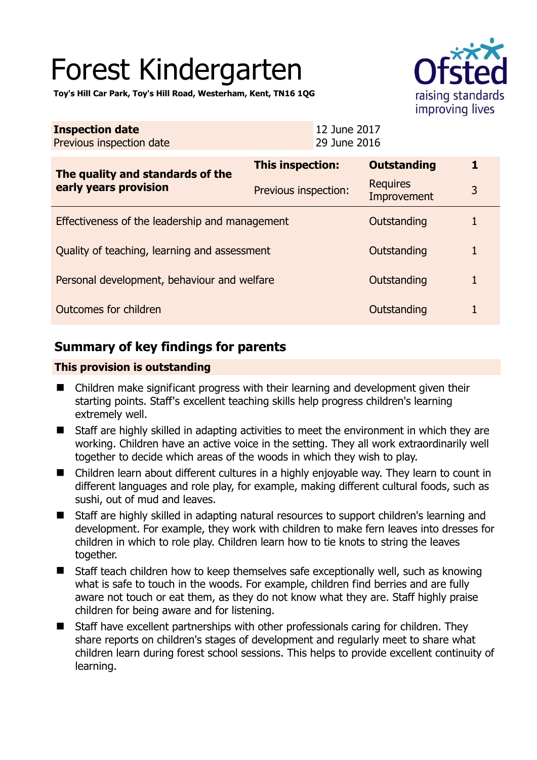# Forest Kindergarten

**Toy's Hill Car Park, Toy's Hill Road, Westerham, Kent, TN16 1QG**

| **Inspection date** | 12 June 2017 |
|---|---|
| Previous inspection date | 29 June 2016 |

| **The quality and standards of the early years provision** | **This inspection:** | **Outstanding** | **1** |
|---|---|---|---|
| | Previous inspection: | Requires Improvement | 3 |
| Effectiveness of the leadership and management | | Outstanding | 1 |
| Quality of teaching, learning and assessment | | Outstanding | 1 |
| Personal development, behaviour and welfare | | Outstanding | 1 |
| Outcomes for children | | Outstanding | 1 |

## Summary of key findings for parents

**This provision is outstanding**

- Children make significant progress with their learning and development given their starting points. Staff's excellent teaching skills help progress children's learning extremely well.
- Staff are highly skilled in adapting activities to meet the environment in which they are working. Children have an active voice in the setting. They all work extraordinarily well together to decide which areas of the woods in which they wish to play.
- Children learn about different cultures in a highly enjoyable way. They learn to count in different languages and role play, for example, making different cultural foods, such as sushi, out of mud and leaves.
- Staff are highly skilled in adapting natural resources to support children's learning and development. For example, they work with children to make fern leaves into dresses for children in which to role play. Children learn how to tie knots to string the leaves together.
- Staff teach children how to keep themselves safe exceptionally well, such as knowing what is safe to touch in the woods. For example, children find berries and are fully aware not touch or eat them, as they do not know what they are. Staff highly praise children for being aware and for listening.
- Staff have excellent partnerships with other professionals caring for children. They share reports on children's stages of development and regularly meet to share what children learn during forest school sessions. This helps to provide excellent continuity of learning.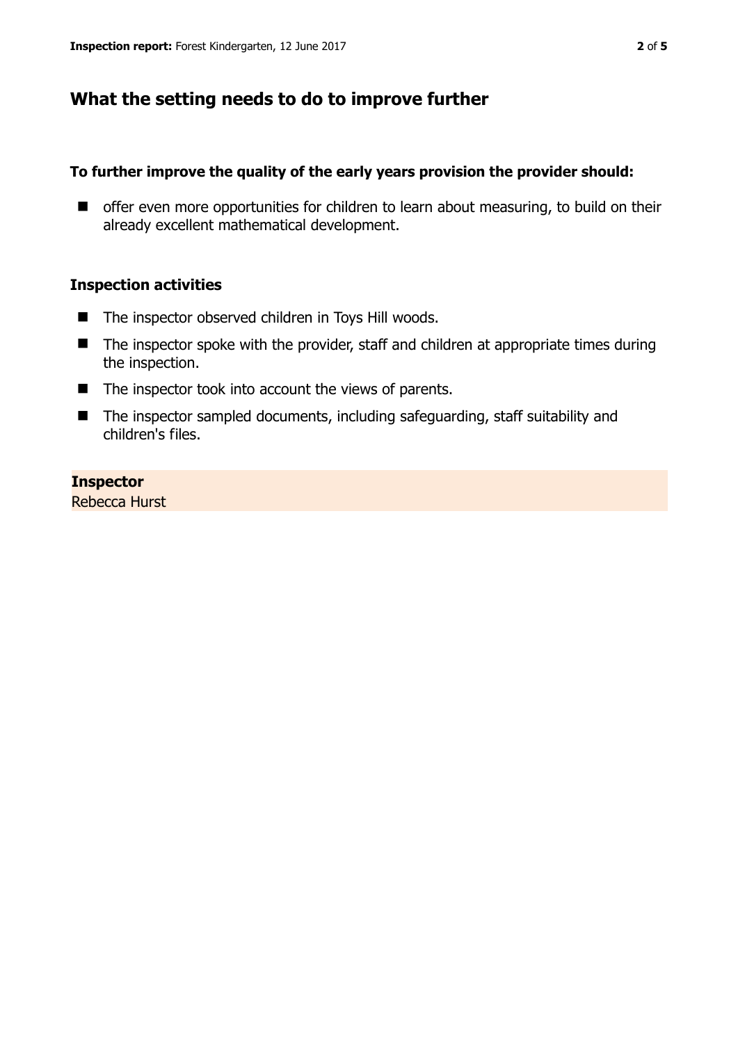## What the setting needs to do to improve further

**To further improve the quality of the early years provision the provider should:**

- offer even more opportunities for children to learn about measuring, to build on their already excellent mathematical development.

### Inspection activities

- The inspector observed children in Toys Hill woods.
- The inspector spoke with the provider, staff and children at appropriate times during the inspection.
- The inspector took into account the views of parents.
- The inspector sampled documents, including safeguarding, staff suitability and children's files.

**Inspector**
Rebecca Hurst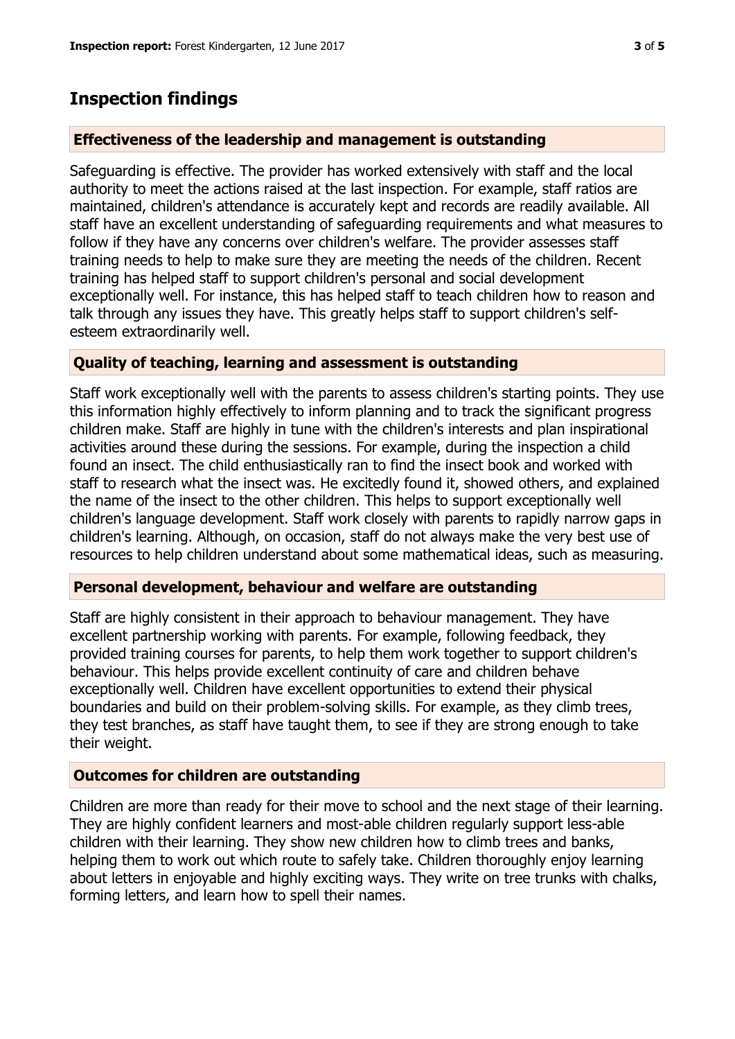## Inspection findings

### Effectiveness of the leadership and management is outstanding

Safeguarding is effective. The provider has worked extensively with staff and the local authority to meet the actions raised at the last inspection. For example, staff ratios are maintained, children's attendance is accurately kept and records are readily available. All staff have an excellent understanding of safeguarding requirements and what measures to follow if they have any concerns over children's welfare. The provider assesses staff training needs to help to make sure they are meeting the needs of the children. Recent training has helped staff to support children's personal and social development exceptionally well. For instance, this has helped staff to teach children how to reason and talk through any issues they have. This greatly helps staff to support children's self-esteem extraordinarily well.

### Quality of teaching, learning and assessment is outstanding

Staff work exceptionally well with the parents to assess children's starting points. They use this information highly effectively to inform planning and to track the significant progress children make. Staff are highly in tune with the children's interests and plan inspirational activities around these during the sessions. For example, during the inspection a child found an insect. The child enthusiastically ran to find the insect book and worked with staff to research what the insect was. He excitedly found it, showed others, and explained the name of the insect to the other children. This helps to support exceptionally well children's language development. Staff work closely with parents to rapidly narrow gaps in children's learning. Although, on occasion, staff do not always make the very best use of resources to help children understand about some mathematical ideas, such as measuring.

### Personal development, behaviour and welfare are outstanding

Staff are highly consistent in their approach to behaviour management. They have excellent partnership working with parents. For example, following feedback, they provided training courses for parents, to help them work together to support children's behaviour. This helps provide excellent continuity of care and children behave exceptionally well. Children have excellent opportunities to extend their physical boundaries and build on their problem-solving skills. For example, as they climb trees, they test branches, as staff have taught them, to see if they are strong enough to take their weight.

### Outcomes for children are outstanding

Children are more than ready for their move to school and the next stage of their learning. They are highly confident learners and most-able children regularly support less-able children with their learning. They show new children how to climb trees and banks, helping them to work out which route to safely take. Children thoroughly enjoy learning about letters in enjoyable and highly exciting ways. They write on tree trunks with chalks, forming letters, and learn how to spell their names.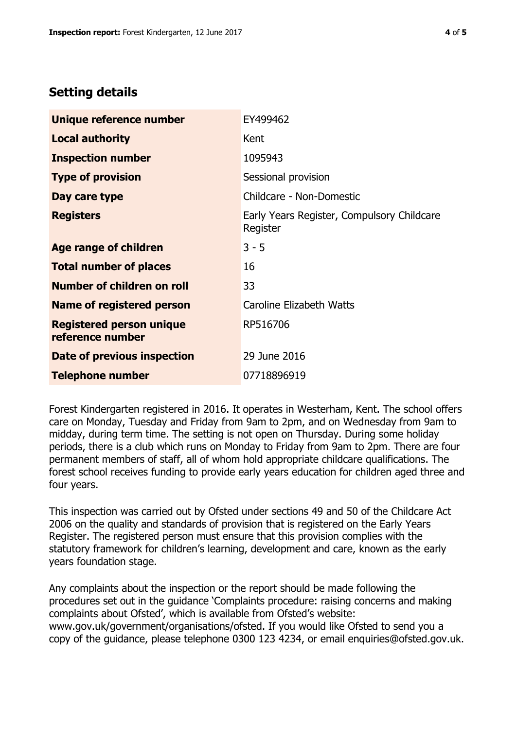## Setting details

| | |
|---|---|
| **Unique reference number** | EY499462 |
| **Local authority** | Kent |
| **Inspection number** | 1095943 |
| **Type of provision** | Sessional provision |
| **Day care type** | Childcare - Non-Domestic |
| **Registers** | Early Years Register, Compulsory Childcare Register |
| **Age range of children** | 3 - 5 |
| **Total number of places** | 16 |
| **Number of children on roll** | 33 |
| **Name of registered person** | Caroline Elizabeth Watts |
| **Registered person unique reference number** | RP516706 |
| **Date of previous inspection** | 29 June 2016 |
| **Telephone number** | 07718896919 |

Forest Kindergarten registered in 2016. It operates in Westerham, Kent. The school offers care on Monday, Tuesday and Friday from 9am to 2pm, and on Wednesday from 9am to midday, during term time. The setting is not open on Thursday. During some holiday periods, there is a club which runs on Monday to Friday from 9am to 2pm. There are four permanent members of staff, all of whom hold appropriate childcare qualifications. The forest school receives funding to provide early years education for children aged three and four years.

This inspection was carried out by Ofsted under sections 49 and 50 of the Childcare Act 2006 on the quality and standards of provision that is registered on the Early Years Register. The registered person must ensure that this provision complies with the statutory framework for children's learning, development and care, known as the early years foundation stage.

Any complaints about the inspection or the report should be made following the procedures set out in the guidance 'Complaints procedure: raising concerns and making complaints about Ofsted', which is available from Ofsted's website: www.gov.uk/government/organisations/ofsted. If you would like Ofsted to send you a copy of the guidance, please telephone 0300 123 4234, or email enquiries@ofsted.gov.uk.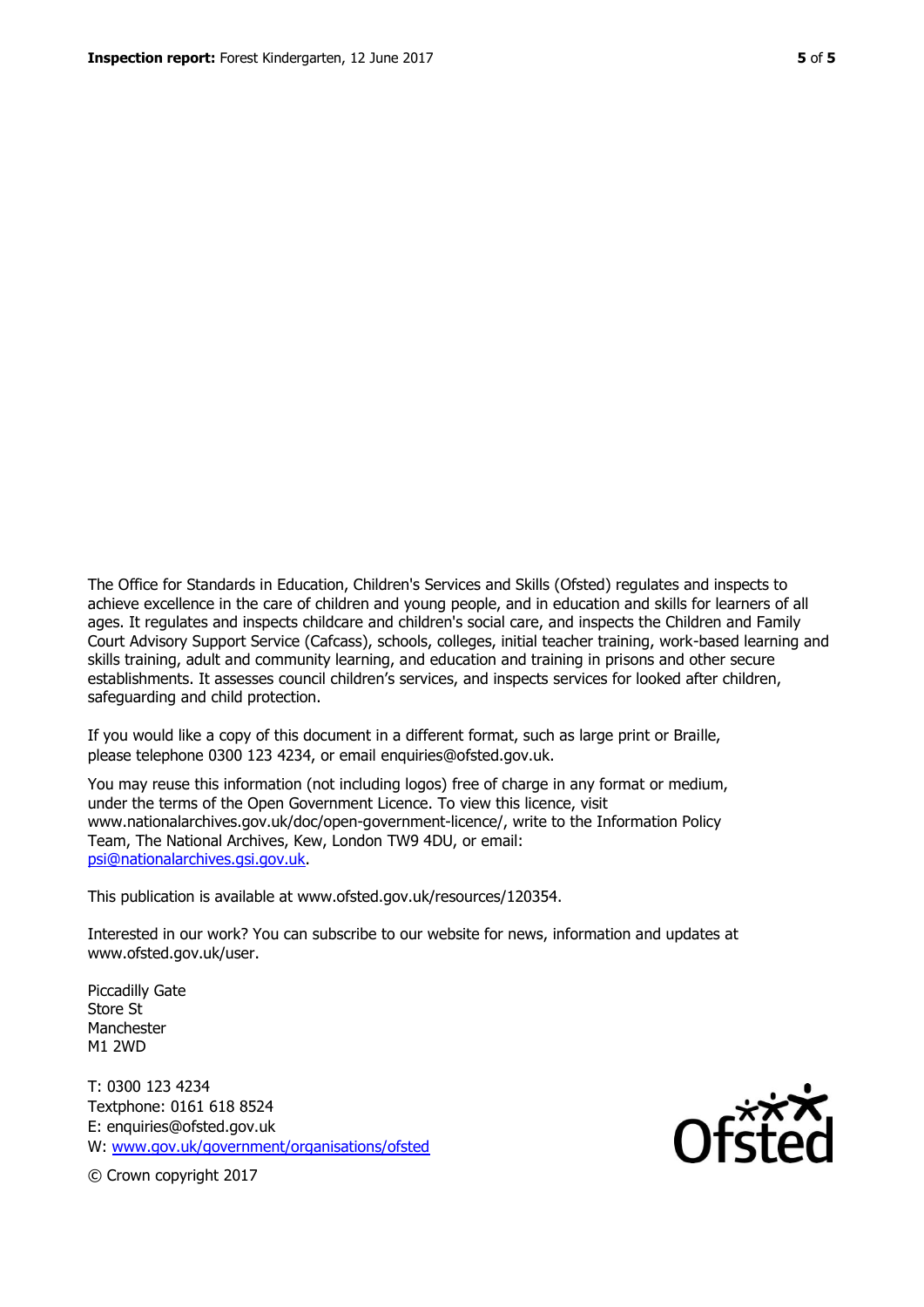The Office for Standards in Education, Children's Services and Skills (Ofsted) regulates and inspects to achieve excellence in the care of children and young people, and in education and skills for learners of all ages. It regulates and inspects childcare and children's social care, and inspects the Children and Family Court Advisory Support Service (Cafcass), schools, colleges, initial teacher training, work-based learning and skills training, adult and community learning, and education and training in prisons and other secure establishments. It assesses council children's services, and inspects services for looked after children, safeguarding and child protection.

If you would like a copy of this document in a different format, such as large print or Braille, please telephone 0300 123 4234, or email enquiries@ofsted.gov.uk.

You may reuse this information (not including logos) free of charge in any format or medium, under the terms of the Open Government Licence. To view this licence, visit www.nationalarchives.gov.uk/doc/open-government-licence/, write to the Information Policy Team, The National Archives, Kew, London TW9 4DU, or email: psi@nationalarchives.gsi.gov.uk.

This publication is available at www.ofsted.gov.uk/resources/120354.

Interested in our work? You can subscribe to our website for news, information and updates at www.ofsted.gov.uk/user.

Piccadilly Gate
Store St
Manchester
M1 2WD

T: 0300 123 4234
Textphone: 0161 618 8524
E: enquiries@ofsted.gov.uk
W: www.gov.uk/government/organisations/ofsted

© Crown copyright 2017